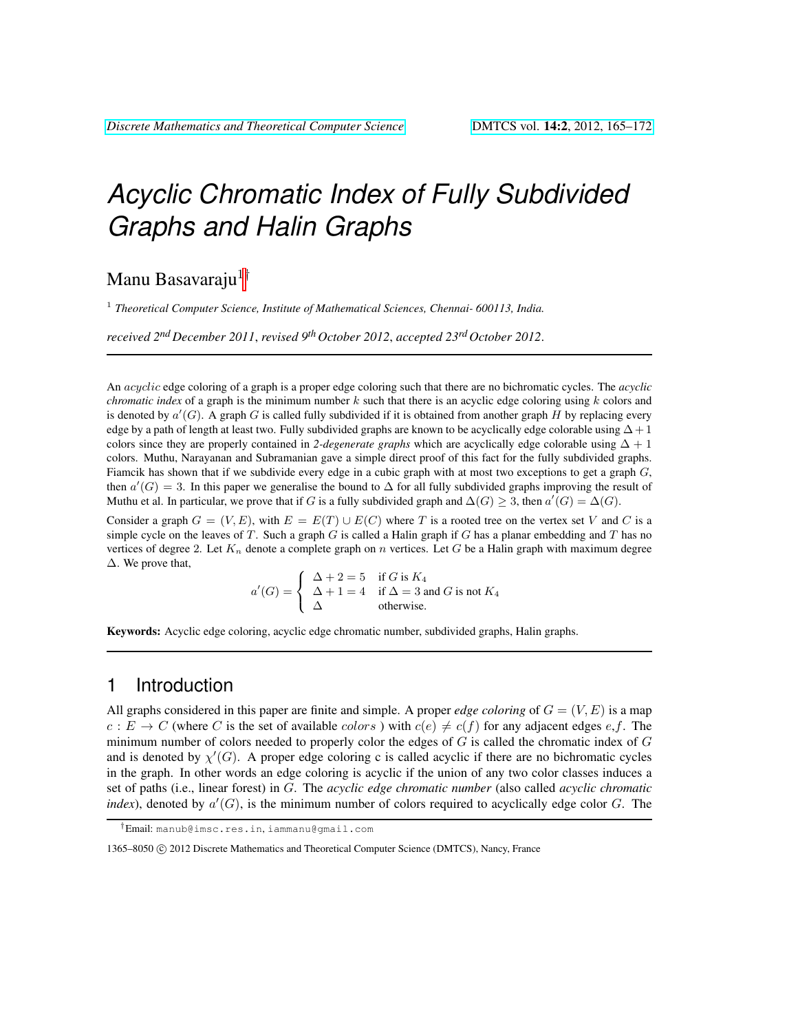# *Acyclic Chromatic Index of Fully Subdivided Graphs and Halin Graphs*

Manu Basavaraju[1] [†]

[1] *Theoretical Computer Science, Institute of Mathematical Sciences, Chennai- 600113, India.*

*received 2nd December 2011, revised 9th October 2012, accepted 23rd October 2012.*

---

An *acyclic* edge coloring of a graph is a proper edge coloring such that there are no bichromatic cycles. The *acyclic chromatic index* of a graph is the minimum number $k$ such that there is an acyclic edge coloring using $k$ colors and is denoted by $a'(G)$. A graph $G$ is called fully subdivided if it is obtained from another graph $H$ by replacing every edge by a path of length at least two. Fully subdivided graphs are known to be acyclically edge colorable using $\Delta + 1$ colors since they are properly contained in *2-degenerate graphs* which are acyclically edge colorable using $\Delta + 1$ colors. Muthu, Narayanan and Subramanian gave a simple direct proof of this fact for the fully subdivided graphs. Fiamcik has shown that if we subdivide every edge in a cubic graph with at most two exceptions to get a graph $G$, then $a'(G) = 3$. In this paper we generalise the bound to $\Delta$ for all fully subdivided graphs improving the result of Muthu et al. In particular, we prove that if $G$ is a fully subdivided graph and $\Delta(G) \geq 3$, then $a'(G) = \Delta(G)$.

Consider a graph $G = (V, E)$, with $E = E(T) \cup E(C)$ where $T$ is a rooted tree on the vertex set $V$ and $C$ is a simple cycle on the leaves of $T$. Such a graph $G$ is called a Halin graph if $G$ has a planar embedding and $T$ has no vertices of degree 2. Let $K_n$ denote a complete graph on $n$ vertices. Let $G$ be a Halin graph with maximum degree $\Delta$. We prove that,

$$a'(G) = \begin{cases} \Delta + 2 = 5 & \text{if } G \text{ is } K_4 \\ \Delta + 1 = 4 & \text{if } \Delta = 3 \text{ and } G \text{ is not } K_4 \\ \Delta & \text{otherwise.} \end{cases}$$

**Keywords:** Acyclic edge coloring, acyclic edge chromatic number, subdivided graphs, Halin graphs.

---

## 1 Introduction

All graphs considered in this paper are finite and simple. A proper *edge coloring* of $G = (V, E)$ is a map $c : E \rightarrow C$ (where $C$ is the set of available $colors$ ) with $c(e) \neq c(f)$ for any adjacent edges $e$,$f$. The minimum number of colors needed to properly color the edges of $G$ is called the chromatic index of $G$ and is denoted by $\chi'(G)$. A proper edge coloring c is called acyclic if there are no bichromatic cycles in the graph. In other words an edge coloring is acyclic if the union of any two color classes induces a set of paths (i.e., linear forest) in $G$. The *acyclic edge chromatic number* (also called *acyclic chromatic index*), denoted by $a'(G)$, is the minimum number of colors required to acyclically edge color $G$. The

[†]Email: manub@imsc.res.in, iammanu@gmail.com

1365–8050 © 2012 Discrete Mathematics and Theoretical Computer Science (DMTCS), Nancy, France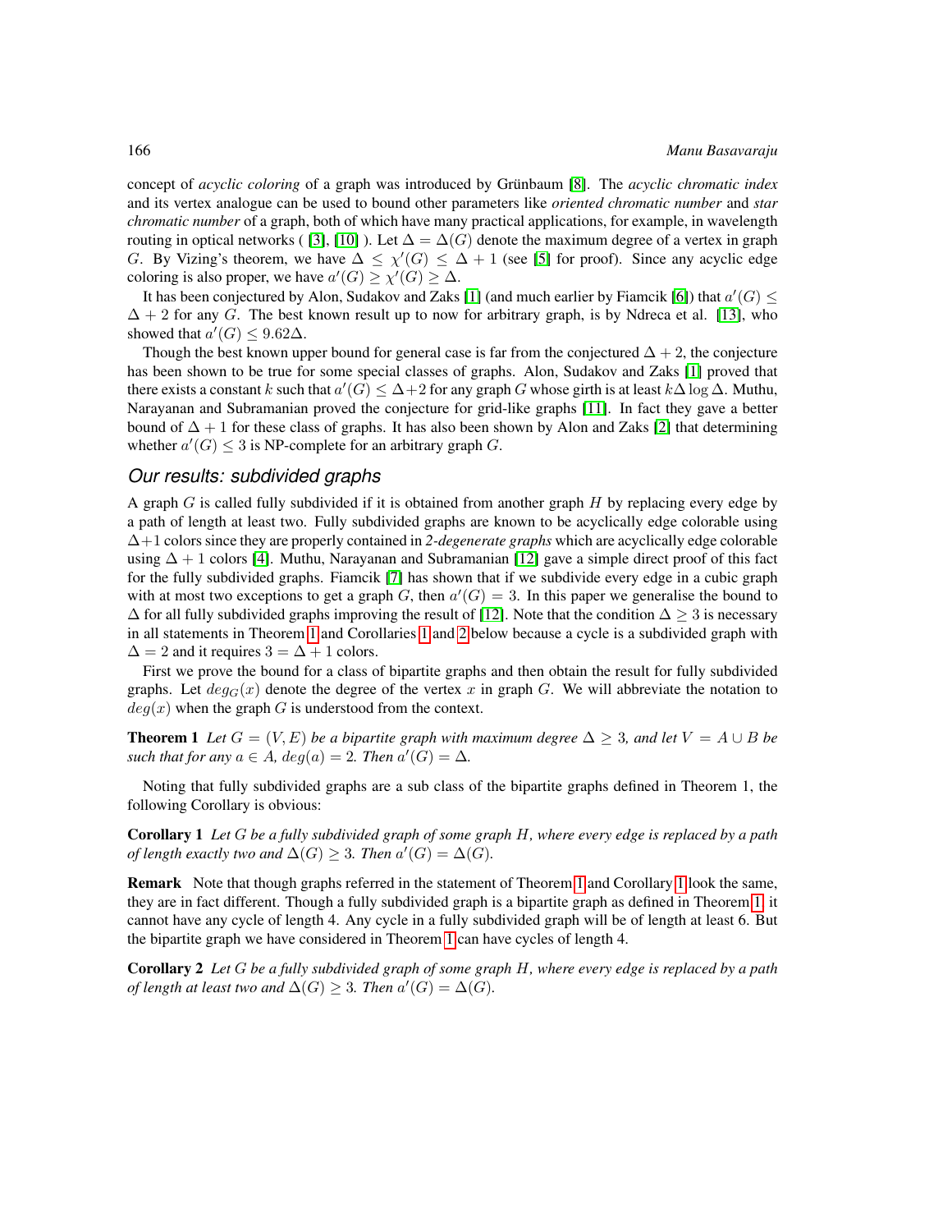concept of *acyclic coloring* of a graph was introduced by Grünbaum [8]. The *acyclic chromatic index* and its vertex analogue can be used to bound other parameters like *oriented chromatic number* and *star chromatic number* of a graph, both of which have many practical applications, for example, in wavelength routing in optical networks ( [3], [10] ). Let $\Delta = \Delta(G)$ denote the maximum degree of a vertex in graph $G$. By Vizing's theorem, we have $\Delta \leq \chi'(G) \leq \Delta + 1$ (see [5] for proof). Since any acyclic edge coloring is also proper, we have $a'(G) \geq \chi'(G) \geq \Delta$.

It has been conjectured by Alon, Sudakov and Zaks [1] (and much earlier by Fiamcik [6]) that $a'(G) \leq \Delta + 2$ for any $G$. The best known result up to now for arbitrary graph, is by Ndreca et al. [13], who showed that $a'(G) \leq 9.62\Delta$.

Though the best known upper bound for general case is far from the conjectured $\Delta + 2$, the conjecture has been shown to be true for some special classes of graphs. Alon, Sudakov and Zaks [1] proved that there exists a constant $k$ such that $a'(G) \leq \Delta + 2$ for any graph $G$ whose girth is at least $k\Delta \log \Delta$. Muthu, Narayanan and Subramanian proved the conjecture for grid-like graphs [11]. In fact they gave a better bound of $\Delta + 1$ for these class of graphs. It has also been shown by Alon and Zaks [2] that determining whether $a'(G) \leq 3$ is NP-complete for an arbitrary graph $G$.

## *Our results: subdivided graphs*

A graph $G$ is called fully subdivided if it is obtained from another graph $H$ by replacing every edge by a path of length at least two. Fully subdivided graphs are known to be acyclically edge colorable using $\Delta+1$ colors since they are properly contained in *2-degenerate graphs* which are acyclically edge colorable using $\Delta + 1$ colors [4]. Muthu, Narayanan and Subramanian [12] gave a simple direct proof of this fact for the fully subdivided graphs. Fiamcik [7] has shown that if we subdivide every edge in a cubic graph with at most two exceptions to get a graph $G$, then $a'(G) = 3$. In this paper we generalise the bound to $\Delta$ for all fully subdivided graphs improving the result of [12]. Note that the condition $\Delta \geq 3$ is necessary in all statements in Theorem 1 and Corollaries 1 and 2 below because a cycle is a subdivided graph with $\Delta = 2$ and it requires $3 = \Delta + 1$ colors.

First we prove the bound for a class of bipartite graphs and then obtain the result for fully subdivided graphs. Let $deg_G(x)$ denote the degree of the vertex $x$ in graph $G$. We will abbreviate the notation to $deg(x)$ when the graph $G$ is understood from the context.

**Theorem 1** *Let $G = (V, E)$ be a bipartite graph with maximum degree $\Delta \geq 3$, and let $V = A \cup B$ be such that for any $a \in A$, $deg(a) = 2$. Then $a'(G) = \Delta$.*

Noting that fully subdivided graphs are a sub class of the bipartite graphs defined in Theorem 1, the following Corollary is obvious:

**Corollary 1** *Let $G$ be a fully subdivided graph of some graph $H$, where every edge is replaced by a path of length exactly two and $\Delta(G) \geq 3$. Then $a'(G) = \Delta(G)$.*

**Remark** Note that though graphs referred in the statement of Theorem 1 and Corollary 1 look the same, they are in fact different. Though a fully subdivided graph is a bipartite graph as defined in Theorem 1, it cannot have any cycle of length 4. Any cycle in a fully subdivided graph will be of length at least 6. But the bipartite graph we have considered in Theorem 1 can have cycles of length 4.

**Corollary 2** *Let $G$ be a fully subdivided graph of some graph $H$, where every edge is replaced by a path of length at least two and $\Delta(G) \geq 3$. Then $a'(G) = \Delta(G)$.*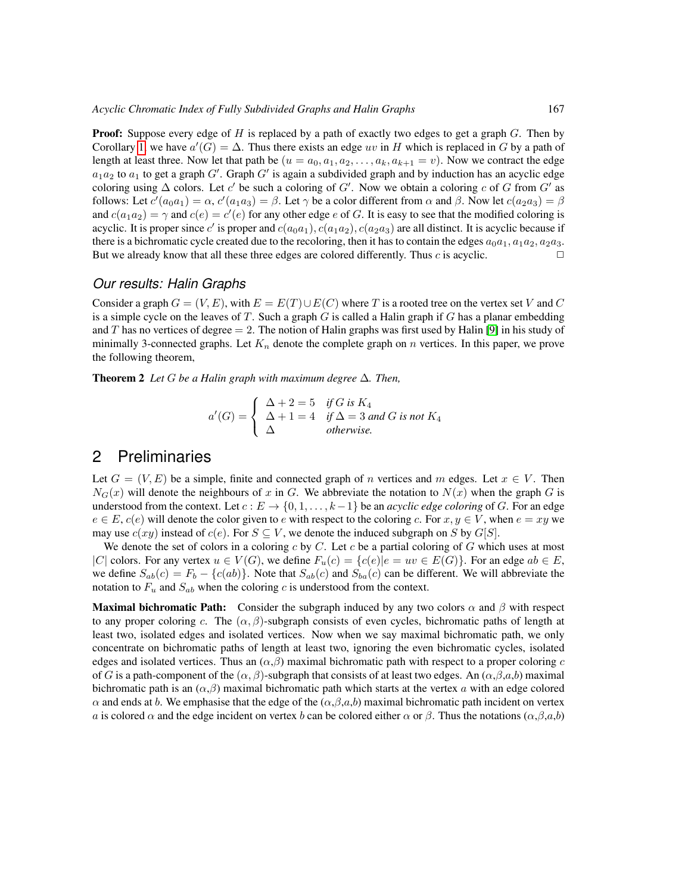**Proof:** Suppose every edge of $H$ is replaced by a path of exactly two edges to get a graph $G$. Then by Corollary 1, we have $a'(G) = \Delta$. Thus there exists an edge $uv$ in $H$ which is replaced in $G$ by a path of length at least three. Now let that path be $(u = a_0, a_1, a_2, \ldots, a_k, a_{k+1} = v)$. Now we contract the edge $a_1a_2$ to $a_1$ to get a graph $G'$. Graph $G'$ is again a subdivided graph and by induction has an acyclic edge coloring using $\Delta$ colors. Let $c'$ be such a coloring of $G'$. Now we obtain a coloring $c$ of $G$ from $G'$ as follows: Let $c'(a_0a_1) = \alpha$, $c'(a_1a_3) = \beta$. Let $\gamma$ be a color different from $\alpha$ and $\beta$. Now let $c(a_2a_3) = \beta$ and $c(a_1a_2) = \gamma$ and $c(e) = c'(e)$ for any other edge $e$ of $G$. It is easy to see that the modified coloring is acyclic. It is proper since $c'$ is proper and $c(a_0a_1), c(a_1a_2), c(a_2a_3)$ are all distinct. It is acyclic because if there is a bichromatic cycle created due to the recoloring, then it has to contain the edges $a_0a_1, a_1a_2, a_2a_3$. But we already know that all these three edges are colored differently. Thus $c$ is acyclic. $\square$

### Our results: Halin Graphs

Consider a graph $G = (V, E)$, with $E = E(T) \cup E(C)$ where $T$ is a rooted tree on the vertex set $V$ and $C$ is a simple cycle on the leaves of $T$. Such a graph $G$ is called a Halin graph if $G$ has a planar embedding and $T$ has no vertices of degree $= 2$. The notion of Halin graphs was first used by Halin [9] in his study of minimally 3-connected graphs. Let $K_n$ denote the complete graph on $n$ vertices. In this paper, we prove the following theorem,

**Theorem 2** *Let $G$ be a Halin graph with maximum degree $\Delta$. Then,*

$$a'(G) = \begin{cases} \Delta + 2 = 5 & \text{if } G \text{ is } K_4 \\ \Delta + 1 = 4 & \text{if } \Delta = 3 \text{ and } G \text{ is not } K_4 \\ \Delta & \text{otherwise.} \end{cases}$$

## 2 Preliminaries

Let $G = (V, E)$ be a simple, finite and connected graph of $n$ vertices and $m$ edges. Let $x \in V$. Then $N_G(x)$ will denote the neighbours of $x$ in $G$. We abbreviate the notation to $N(x)$ when the graph $G$ is understood from the context. Let $c : E \rightarrow \{0, 1, \ldots, k-1\}$ be an *acyclic edge coloring* of $G$. For an edge $e \in E$, $c(e)$ will denote the color given to $e$ with respect to the coloring $c$. For $x, y \in V$, when $e = xy$ we may use $c(xy)$ instead of $c(e)$. For $S \subseteq V$, we denote the induced subgraph on $S$ by $G[S]$.

We denote the set of colors in a coloring $c$ by $C$. Let $c$ be a partial coloring of $G$ which uses at most $|C|$ colors. For any vertex $u \in V(G)$, we define $F_u(c) = \{c(e) | e = uv \in E(G)\}$. For an edge $ab \in E$, we define $S_{ab}(c) = F_b - \{c(ab)\}$. Note that $S_{ab}(c)$ and $S_{ba}(c)$ can be different. We will abbreviate the notation to $F_u$ and $S_{ab}$ when the coloring $c$ is understood from the context.

**Maximal bichromatic Path:** Consider the subgraph induced by any two colors $\alpha$ and $\beta$ with respect to any proper coloring $c$. The $(\alpha,\beta)$-subgraph consists of even cycles, bichromatic paths of length at least two, isolated edges and isolated vertices. Now when we say maximal bichromatic path, we only concentrate on bichromatic paths of length at least two, ignoring the even bichromatic cycles, isolated edges and isolated vertices. Thus an $(\alpha,\beta)$ maximal bichromatic path with respect to a proper coloring $c$ of $G$ is a path-component of the $(\alpha,\beta)$-subgraph that consists of at least two edges. An $(\alpha,\beta,a,b)$ maximal bichromatic path is an $(\alpha,\beta)$ maximal bichromatic path which starts at the vertex $a$ with an edge colored $\alpha$ and ends at $b$. We emphasise that the edge of the $(\alpha,\beta,a,b)$ maximal bichromatic path incident on vertex $a$ is colored $\alpha$ and the edge incident on vertex $b$ can be colored either $\alpha$ or $\beta$. Thus the notations $(\alpha,\beta,a,b)$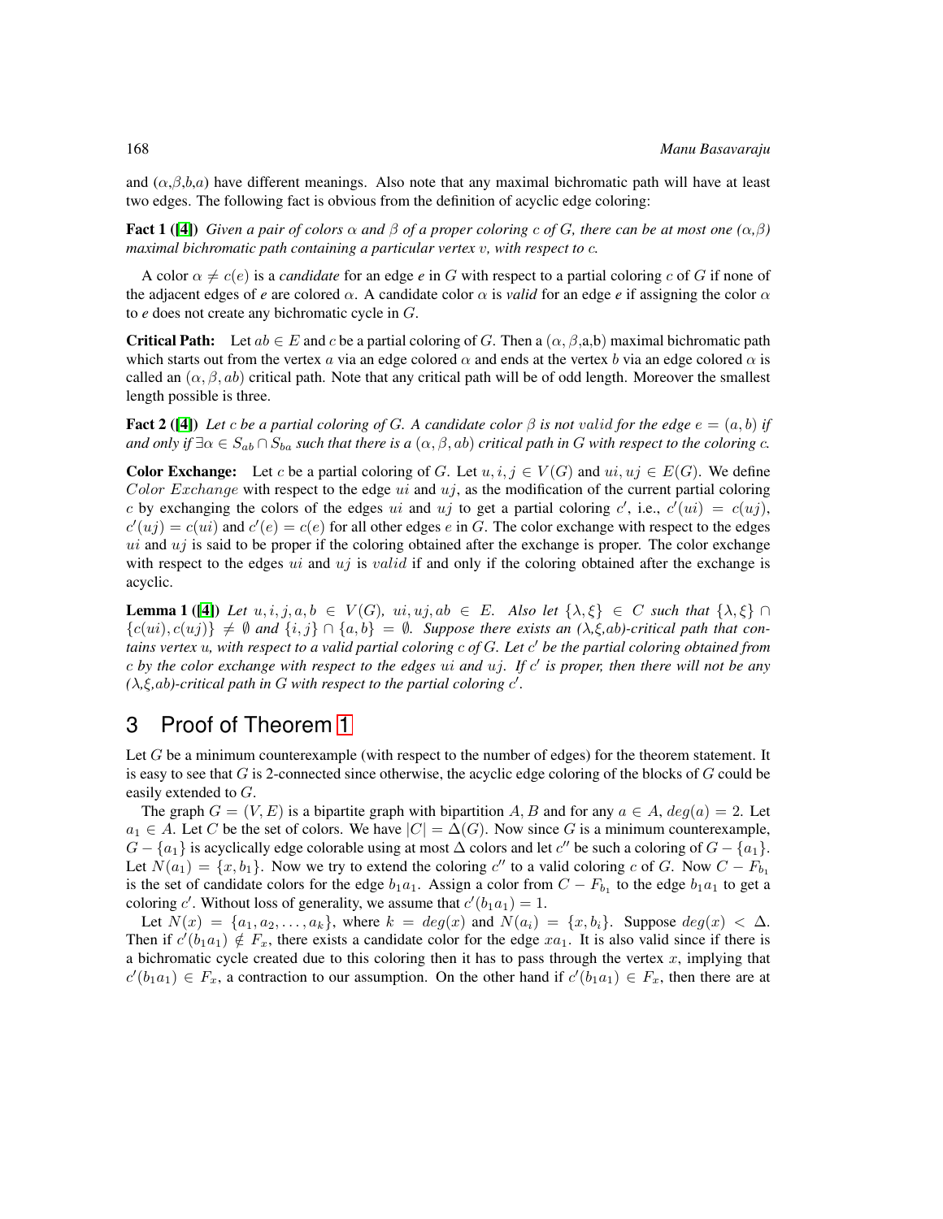and ($\alpha$,$\beta$,$b$,$a$) have different meanings. Also note that any maximal bichromatic path will have at least two edges. The following fact is obvious from the definition of acyclic edge coloring:

**Fact 1** ([4]) *Given a pair of colors $\alpha$ and $\beta$ of a proper coloring $c$ of $G$, there can be at most one ($\alpha$,$\beta$) maximal bichromatic path containing a particular vertex $v$, with respect to $c$.*

A color $\alpha \neq c(e)$ is a *candidate* for an edge *e* in $G$ with respect to a partial coloring $c$ of $G$ if none of the adjacent edges of *e* are colored $\alpha$. A candidate color $\alpha$ is *valid* for an edge *e* if assigning the color $\alpha$ to *e* does not create any bichromatic cycle in $G$.

**Critical Path:** Let $ab \in E$ and $c$ be a partial coloring of $G$. Then a ($\alpha$, $\beta$,a,b) maximal bichromatic path which starts out from the vertex $a$ via an edge colored $\alpha$ and ends at the vertex $b$ via an edge colored $\alpha$ is called an $(\alpha, \beta, ab)$ critical path. Note that any critical path will be of odd length. Moreover the smallest length possible is three.

**Fact 2** ([4]) *Let $c$ be a partial coloring of $G$. A candidate color $\beta$ is not $valid$ for the edge $e = (a, b)$ if and only if $\exists \alpha \in S_{ab} \cap S_{ba}$ such that there is a $(\alpha, \beta, ab)$ critical path in $G$ with respect to the coloring $c$.*

**Color Exchange:** Let $c$ be a partial coloring of $G$. Let $u, i, j \in V(G)$ and $ui, uj \in E(G)$. We define $Color\ Exchange$ with respect to the edge $ui$ and $uj$, as the modification of the current partial coloring $c$ by exchanging the colors of the edges $ui$ and $uj$ to get a partial coloring $c'$, i.e., $c'(ui) = c(uj)$, $c'(uj) = c(ui)$ and $c'(e) = c(e)$ for all other edges $e$ in $G$. The color exchange with respect to the edges $ui$ and $uj$ is said to be proper if the coloring obtained after the exchange is proper. The color exchange with respect to the edges $ui$ and $uj$ is $valid$ if and only if the coloring obtained after the exchange is acyclic.

**Lemma 1** ([4]) *Let $u, i, j, a, b \in V(G)$, $ui, uj, ab \in E$. Also let $\{\lambda, \xi\} \in C$ such that $\{\lambda, \xi\} \cap \{c(ui), c(uj)\} \neq \emptyset$ and $\{i, j\} \cap \{a, b\} = \emptyset$. Suppose there exists an ($\lambda$,$\xi$,$ab$)-critical path that contains vertex $u$, with respect to a valid partial coloring $c$ of $G$. Let $c'$ be the partial coloring obtained from $c$ by the color exchange with respect to the edges $ui$ and $uj$. If $c'$ is proper, then there will not be any ($\lambda$,$\xi$,$ab$)-critical path in $G$ with respect to the partial coloring $c'$.*

## 3 Proof of Theorem 1

Let $G$ be a minimum counterexample (with respect to the number of edges) for the theorem statement. It is easy to see that $G$ is 2-connected since otherwise, the acyclic edge coloring of the blocks of $G$ could be easily extended to $G$.

The graph $G = (V, E)$ is a bipartite graph with bipartition $A, B$ and for any $a \in A$, $deg(a) = 2$. Let $a_1 \in A$. Let $C$ be the set of colors. We have $|C| = \Delta(G)$. Now since $G$ is a minimum counterexample, $G - \{a_1\}$ is acyclically edge colorable using at most $\Delta$ colors and let $c''$ be such a coloring of $G - \{a_1\}$. Let $N(a_1) = \{x, b_1\}$. Now we try to extend the coloring $c''$ to a valid coloring $c$ of $G$. Now $C - F_{b_1}$ is the set of candidate colors for the edge $b_1a_1$. Assign a color from $C - F_{b_1}$ to the edge $b_1a_1$ to get a coloring $c'$. Without loss of generality, we assume that $c'(b_1a_1) = 1$.

Let $N(x) = \{a_1, a_2, \ldots, a_k\}$, where $k = deg(x)$ and $N(a_i) = \{x, b_i\}$. Suppose $deg(x) < \Delta$. Then if $c'(b_1a_1) \notin F_x$, there exists a candidate color for the edge $xa_1$. It is also valid since if there is a bichromatic cycle created due to this coloring then it has to pass through the vertex $x$, implying that $c'(b_1a_1) \in F_x$, a contraction to our assumption. On the other hand if $c'(b_1a_1) \in F_x$, then there are at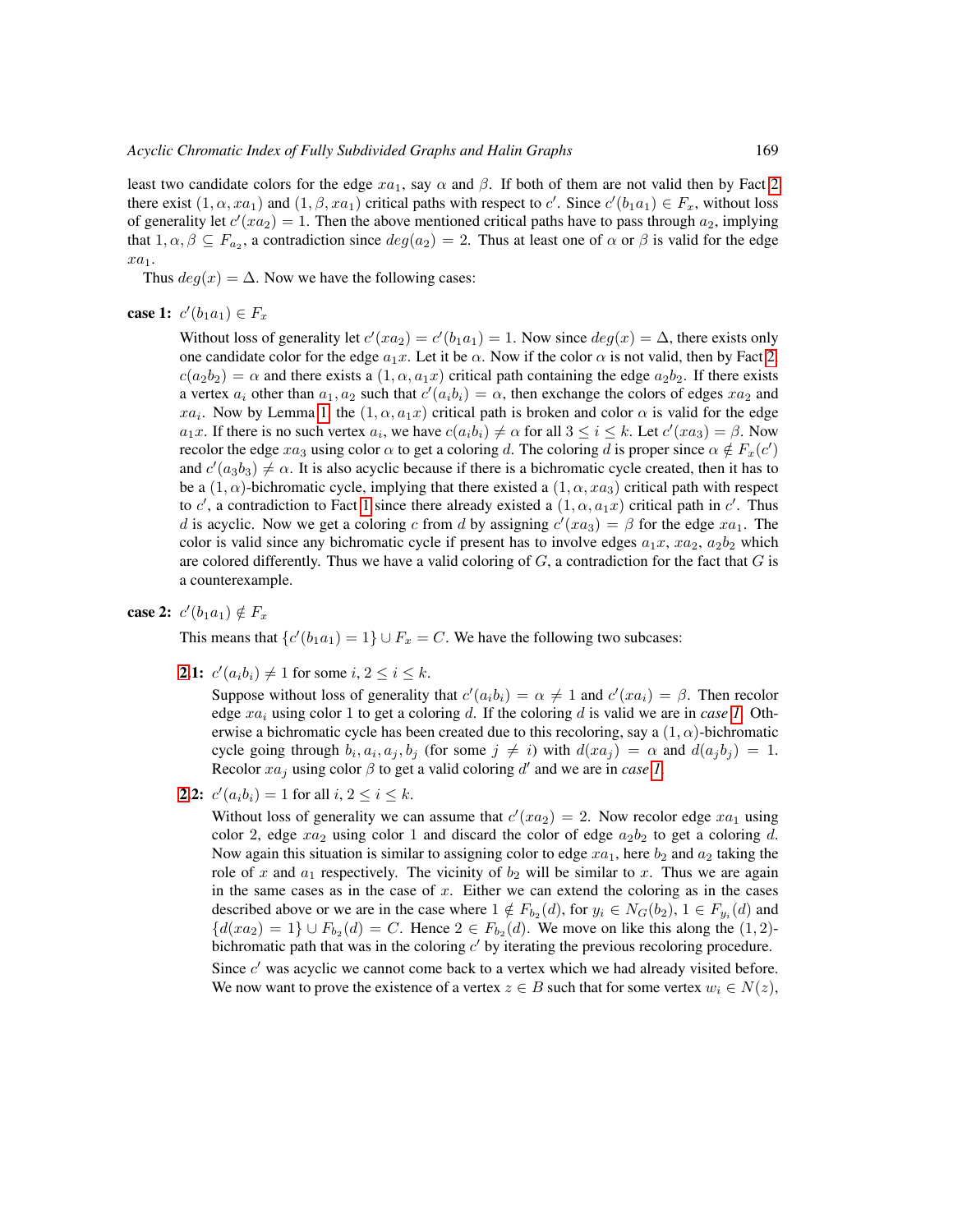least two candidate colors for the edge $xa_1$, say $\alpha$ and $\beta$. If both of them are not valid then by Fact 2 there exist $(1, \alpha, xa_1)$ and $(1, \beta, xa_1)$ critical paths with respect to $c'$. Since $c'(b_1a_1) \in F_x$, without loss of generality let $c'(xa_2) = 1$. Then the above mentioned critical paths have to pass through $a_2$, implying that $1, \alpha, \beta \subseteq F_{a_2}$, a contradiction since $deg(a_2) = 2$. Thus at least one of $\alpha$ or $\beta$ is valid for the edge $xa_1$.

Thus $deg(x) = \Delta$. Now we have the following cases:

**case 1:** $c'(b_1a_1) \in F_x$

Without loss of generality let $c'(xa_2) = c'(b_1a_1) = 1$. Now since $deg(x) = \Delta$, there exists only one candidate color for the edge $a_1x$. Let it be $\alpha$. Now if the color $\alpha$ is not valid, then by Fact 2 $c(a_2b_2) = \alpha$ and there exists a $(1, \alpha, a_1x)$ critical path containing the edge $a_2b_2$. If there exists a vertex $a_i$ other than $a_1, a_2$ such that $c'(a_ib_i) = \alpha$, then exchange the colors of edges $xa_2$ and $xa_i$. Now by Lemma 1 the $(1, \alpha, a_1x)$ critical path is broken and color $\alpha$ is valid for the edge $a_1x$. If there is no such vertex $a_i$, we have $c(a_ib_i) \neq \alpha$ for all $3 \leq i \leq k$. Let $c'(xa_3) = \beta$. Now recolor the edge $xa_3$ using color $\alpha$ to get a coloring $d$. The coloring $d$ is proper since $\alpha \notin F_x(c')$ and $c'(a_3b_3) \neq \alpha$. It is also acyclic because if there is a bichromatic cycle created, then it has to be a $(1, \alpha)$-bichromatic cycle, implying that there existed a $(1, \alpha, xa_3)$ critical path with respect to $c'$, a contradiction to Fact 1 since there already existed a $(1, \alpha, a_1x)$ critical path in $c'$. Thus $d$ is acyclic. Now we get a coloring $c$ from $d$ by assigning $c'(xa_3) = \beta$ for the edge $xa_1$. The color is valid since any bichromatic cycle if present has to involve edges $a_1x$, $xa_2$, $a_2b_2$ which are colored differently. Thus we have a valid coloring of $G$, a contradiction for the fact that $G$ is a counterexample.

**case 2:** $c'(b_1a_1) \notin F_x$

This means that $\{c'(b_1a_1) = 1\} \cup F_x = C$. We have the following two subcases:

**2.1:** $c'(a_ib_i) \neq 1$ for some $i$, $2 \leq i \leq k$.

Suppose without loss of generality that $c'(a_ib_i) = \alpha \neq 1$ and $c'(xa_i) = \beta$. Then recolor edge $xa_i$ using color 1 to get a coloring $d$. If the coloring $d$ is valid we are in *case 1*. Otherwise a bichromatic cycle has been created due to this recoloring, say a $(1, \alpha)$-bichromatic cycle going through $b_i, a_i, a_j, b_j$ (for some $j \neq i$) with $d(xa_j) = \alpha$ and $d(a_jb_j) = 1$. Recolor $xa_j$ using color $\beta$ to get a valid coloring $d'$ and we are in *case 1*.

**2.2:** $c'(a_ib_i) = 1$ for all $i$, $2 \leq i \leq k$.

Without loss of generality we can assume that $c'(xa_2) = 2$. Now recolor edge $xa_1$ using color 2, edge $xa_2$ using color 1 and discard the color of edge $a_2b_2$ to get a coloring $d$. Now again this situation is similar to assigning color to edge $xa_1$, here $b_2$ and $a_2$ taking the role of $x$ and $a_1$ respectively. The vicinity of $b_2$ will be similar to $x$. Thus we are again in the same cases as in the case of $x$. Either we can extend the coloring as in the cases described above or we are in the case where $1 \notin F_{b_2}(d)$, for $y_i \in N_G(b_2)$, $1 \in F_{y_i}(d)$ and $\{d(xa_2) = 1\} \cup F_{b_2}(d) = C$. Hence $2 \in F_{b_2}(d)$. We move on like this along the $(1, 2)$-bichromatic path that was in the coloring $c'$ by iterating the previous recoloring procedure.

Since $c'$ was acyclic we cannot come back to a vertex which we had visited before. We now want to prove the existence of a vertex $z \in B$ such that for some vertex $w_i \in N(z)$,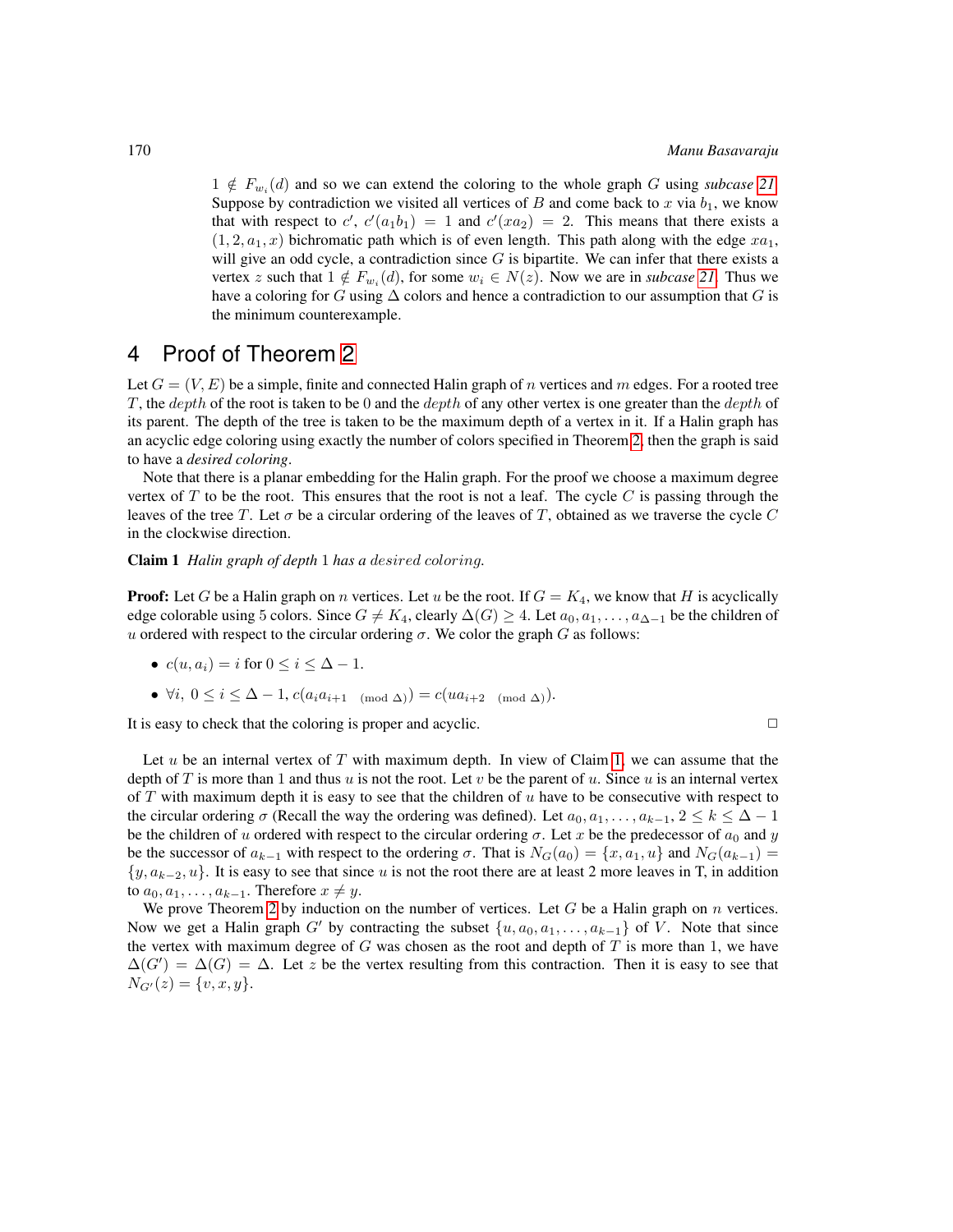$1 \notin F_{w_i}(d)$ and so we can extend the coloring to the whole graph $G$ using *subcase 21*. Suppose by contradiction we visited all vertices of $B$ and come back to $x$ via $b_1$, we know that with respect to $c'$, $c'(a_1b_1) = 1$ and $c'(xa_2) = 2$. This means that there exists a $(1, 2, a_1, x)$ bichromatic path which is of even length. This path along with the edge $xa_1$, will give an odd cycle, a contradiction since $G$ is bipartite. We can infer that there exists a vertex $z$ such that $1 \notin F_{w_i}(d)$, for some $w_i \in N(z)$. Now we are in *subcase 21*. Thus we have a coloring for $G$ using $\Delta$ colors and hence a contradiction to our assumption that $G$ is the minimum counterexample.

# 4 Proof of Theorem 2

Let $G = (V, E)$ be a simple, finite and connected Halin graph of $n$ vertices and $m$ edges. For a rooted tree $T$, the *depth* of the root is taken to be 0 and the *depth* of any other vertex is one greater than the *depth* of its parent. The depth of the tree is taken to be the maximum depth of a vertex in it. If a Halin graph has an acyclic edge coloring using exactly the number of colors specified in Theorem 2, then the graph is said to have a *desired coloring*.

Note that there is a planar embedding for the Halin graph. For the proof we choose a maximum degree vertex of $T$ to be the root. This ensures that the root is not a leaf. The cycle $C$ is passing through the leaves of the tree $T$. Let $\sigma$ be a circular ordering of the leaves of $T$, obtained as we traverse the cycle $C$ in the clockwise direction.

**Claim 1** *Halin graph of depth* 1 *has a desired coloring.*

**Proof:** Let $G$ be a Halin graph on $n$ vertices. Let $u$ be the root. If $G = K_4$, we know that $H$ is acyclically edge colorable using 5 colors. Since $G \neq K_4$, clearly $\Delta(G) \geq 4$. Let $a_0, a_1, \ldots, a_{\Delta-1}$ be the children of $u$ ordered with respect to the circular ordering $\sigma$. We color the graph $G$ as follows:

- $c(u, a_i) = i$ for $0 \leq i \leq \Delta - 1$.
- $\forall i,\ 0 \leq i \leq \Delta - 1$, $c(a_i a_{i+1 \pmod{\Delta}}) = c(u a_{i+2 \pmod{\Delta}})$.

It is easy to check that the coloring is proper and acyclic. □

Let $u$ be an internal vertex of $T$ with maximum depth. In view of Claim 1, we can assume that the depth of $T$ is more than 1 and thus $u$ is not the root. Let $v$ be the parent of $u$. Since $u$ is an internal vertex of $T$ with maximum depth it is easy to see that the children of $u$ have to be consecutive with respect to the circular ordering $\sigma$ (Recall the way the ordering was defined). Let $a_0, a_1, \ldots, a_{k-1}$, $2 \leq k \leq \Delta - 1$ be the children of $u$ ordered with respect to the circular ordering $\sigma$. Let $x$ be the predecessor of $a_0$ and $y$ be the successor of $a_{k-1}$ with respect to the ordering $\sigma$. That is $N_G(a_0) = \{x, a_1, u\}$ and $N_G(a_{k-1}) = \{y, a_{k-2}, u\}$. It is easy to see that since $u$ is not the root there are at least 2 more leaves in T, in addition to $a_0, a_1, \ldots, a_{k-1}$. Therefore $x \neq y$.

We prove Theorem 2 by induction on the number of vertices. Let $G$ be a Halin graph on $n$ vertices. Now we get a Halin graph $G'$ by contracting the subset $\{u, a_0, a_1, \ldots, a_{k-1}\}$ of $V$. Note that since the vertex with maximum degree of $G$ was chosen as the root and depth of $T$ is more than 1, we have $\Delta(G') = \Delta(G) = \Delta$. Let $z$ be the vertex resulting from this contraction. Then it is easy to see that $N_{G'}(z) = \{v, x, y\}$.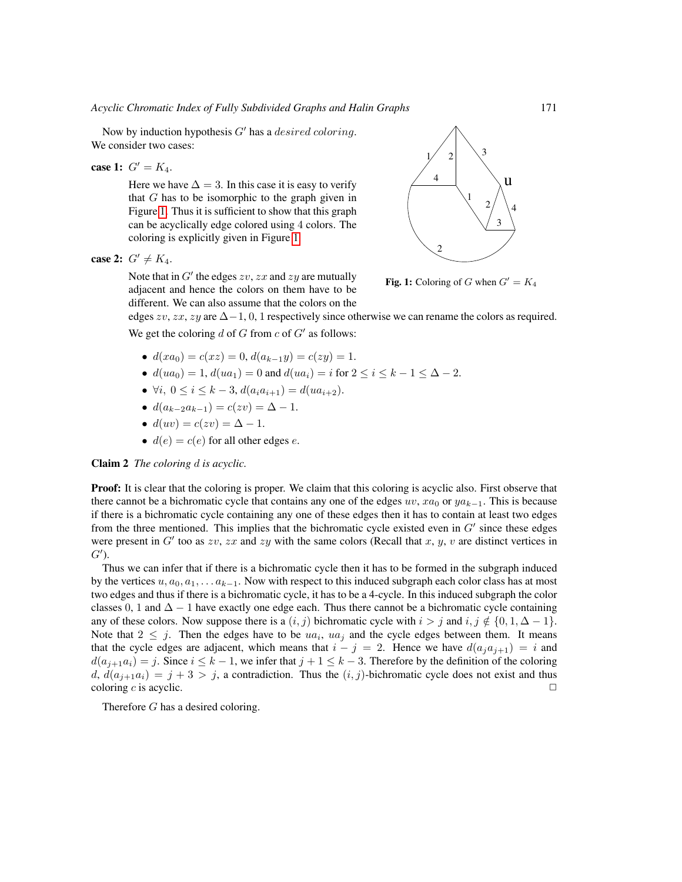Now by induction hypothesis $G'$ has a *desired coloring*. We consider two cases:

**case 1:** $G' = K_4$.

Here we have $\Delta = 3$. In this case it is easy to verify that $G$ has to be isomorphic to the graph given in Figure 1. Thus it is sufficient to show that this graph can be acyclically edge colored using 4 colors. The coloring is explicitly given in Figure 1.

**Fig. 1:** Coloring of $G$ when $G' = K_4$

**case 2:** $G' \neq K_4$.

Note that in $G'$ the edges $zv$, $zx$ and $zy$ are mutually adjacent and hence the colors on them have to be different. We can also assume that the colors on the edges $zv$, $zx$, $zy$ are $\Delta - 1, 0, 1$ respectively since otherwise we can rename the colors as required.

We get the coloring $d$ of $G$ from $c$ of $G'$ as follows:

- $d(xa_0) = c(xz) = 0$, $d(a_{k-1}y) = c(zy) = 1$.
- $d(ua_0) = 1$, $d(ua_1) = 0$ and $d(ua_i) = i$ for $2 \leq i \leq k-1 \leq \Delta - 2$.
- $\forall i,\ 0 \leq i \leq k-3$, $d(a_i a_{i+1}) = d(ua_{i+2})$.
- $d(a_{k-2}a_{k-1}) = c(zv) = \Delta - 1$.
- $d(uv) = c(zv) = \Delta - 1$.
- $d(e) = c(e)$ for all other edges $e$.

**Claim 2** *The coloring $d$ is acyclic.*

**Proof:** It is clear that the coloring is proper. We claim that this coloring is acyclic also. First observe that there cannot be a bichromatic cycle that contains any one of the edges $uv$, $xa_0$ or $ya_{k-1}$. This is because if there is a bichromatic cycle containing any one of these edges then it has to contain at least two edges from the three mentioned. This implies that the bichromatic cycle existed even in $G'$ since these edges were present in $G'$ too as $zv$, $zx$ and $zy$ with the same colors (Recall that $x$, $y$, $v$ are distinct vertices in $G'$).

Thus we can infer that if there is a bichromatic cycle then it has to be formed in the subgraph induced by the vertices $u, a_0, a_1, \ldots a_{k-1}$. Now with respect to this induced subgraph each color class has at most two edges and thus if there is a bichromatic cycle, it has to be a 4-cycle. In this induced subgraph the color classes 0, 1 and $\Delta - 1$ have exactly one edge each. Thus there cannot be a bichromatic cycle containing any of these colors. Now suppose there is a $(i, j)$ bichromatic cycle with $i > j$ and $i, j \notin \{0, 1, \Delta - 1\}$. Note that $2 \leq j$. Then the edges have to be $ua_i$, $ua_j$ and the cycle edges between them. It means that the cycle edges are adjacent, which means that $i - j = 2$. Hence we have $d(a_j a_{j+1}) = i$ and $d(a_{j+1}a_i) = j$. Since $i \leq k-1$, we infer that $j + 1 \leq k - 3$. Therefore by the definition of the coloring $d$, $d(a_{j+1}a_i) = j + 3 > j$, a contradiction. Thus the $(i, j)$-bichromatic cycle does not exist and thus coloring $c$ is acyclic. □

Therefore $G$ has a desired coloring.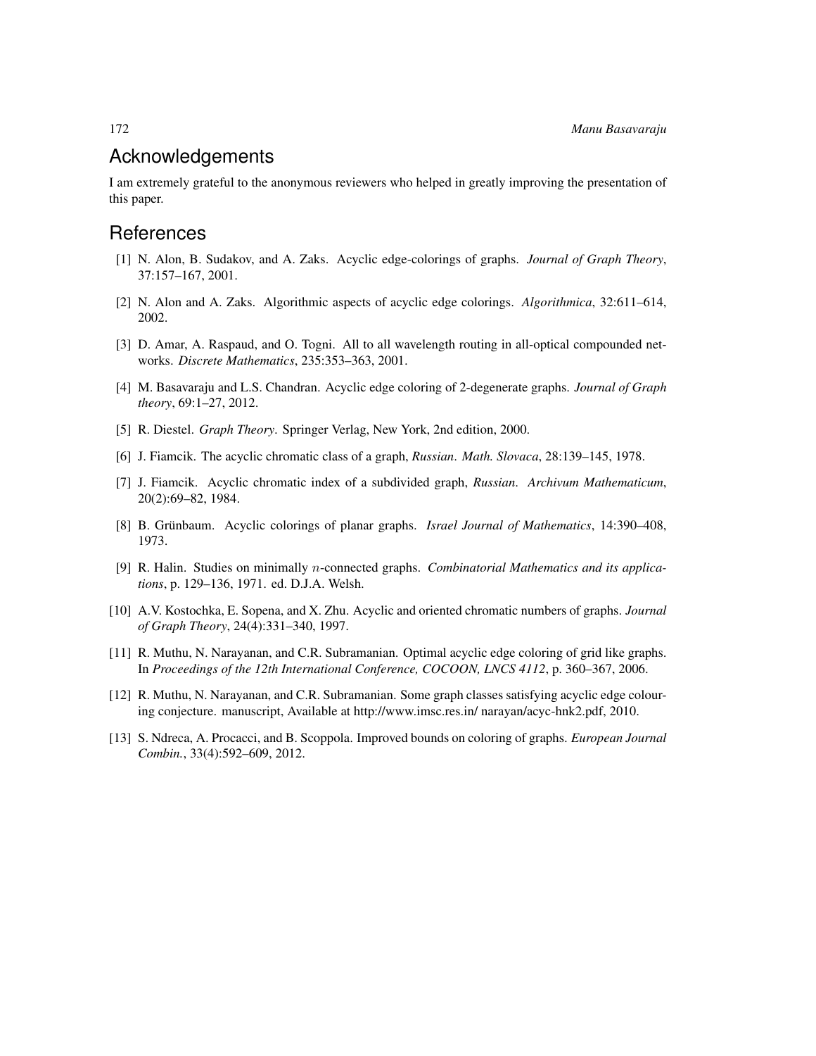## Acknowledgements

I am extremely grateful to the anonymous reviewers who helped in greatly improving the presentation of this paper.

## References

[1] N. Alon, B. Sudakov, and A. Zaks. Acyclic edge-colorings of graphs. *Journal of Graph Theory*, 37:157–167, 2001.

[2] N. Alon and A. Zaks. Algorithmic aspects of acyclic edge colorings. *Algorithmica*, 32:611–614, 2002.

[3] D. Amar, A. Raspaud, and O. Togni. All to all wavelength routing in all-optical compounded networks. *Discrete Mathematics*, 235:353–363, 2001.

[4] M. Basavaraju and L.S. Chandran. Acyclic edge coloring of 2-degenerate graphs. *Journal of Graph theory*, 69:1–27, 2012.

[5] R. Diestel. *Graph Theory*. Springer Verlag, New York, 2nd edition, 2000.

[6] J. Fiamcik. The acyclic chromatic class of a graph, *Russian*. *Math. Slovaca*, 28:139–145, 1978.

[7] J. Fiamcik. Acyclic chromatic index of a subdivided graph, *Russian*. *Archivum Mathematicum*, 20(2):69–82, 1984.

[8] B. Grünbaum. Acyclic colorings of planar graphs. *Israel Journal of Mathematics*, 14:390–408, 1973.

[9] R. Halin. Studies on minimally $n$-connected graphs. *Combinatorial Mathematics and its applications*, p. 129–136, 1971. ed. D.J.A. Welsh.

[10] A.V. Kostochka, E. Sopena, and X. Zhu. Acyclic and oriented chromatic numbers of graphs. *Journal of Graph Theory*, 24(4):331–340, 1997.

[11] R. Muthu, N. Narayanan, and C.R. Subramanian. Optimal acyclic edge coloring of grid like graphs. In *Proceedings of the 12th International Conference, COCOON, LNCS 4112*, p. 360–367, 2006.

[12] R. Muthu, N. Narayanan, and C.R. Subramanian. Some graph classes satisfying acyclic edge colouring conjecture. manuscript, Available at http://www.imsc.res.in/ narayan/acyc-hnk2.pdf, 2010.

[13] S. Ndreca, A. Procacci, and B. Scoppola. Improved bounds on coloring of graphs. *European Journal Combin.*, 33(4):592–609, 2012.